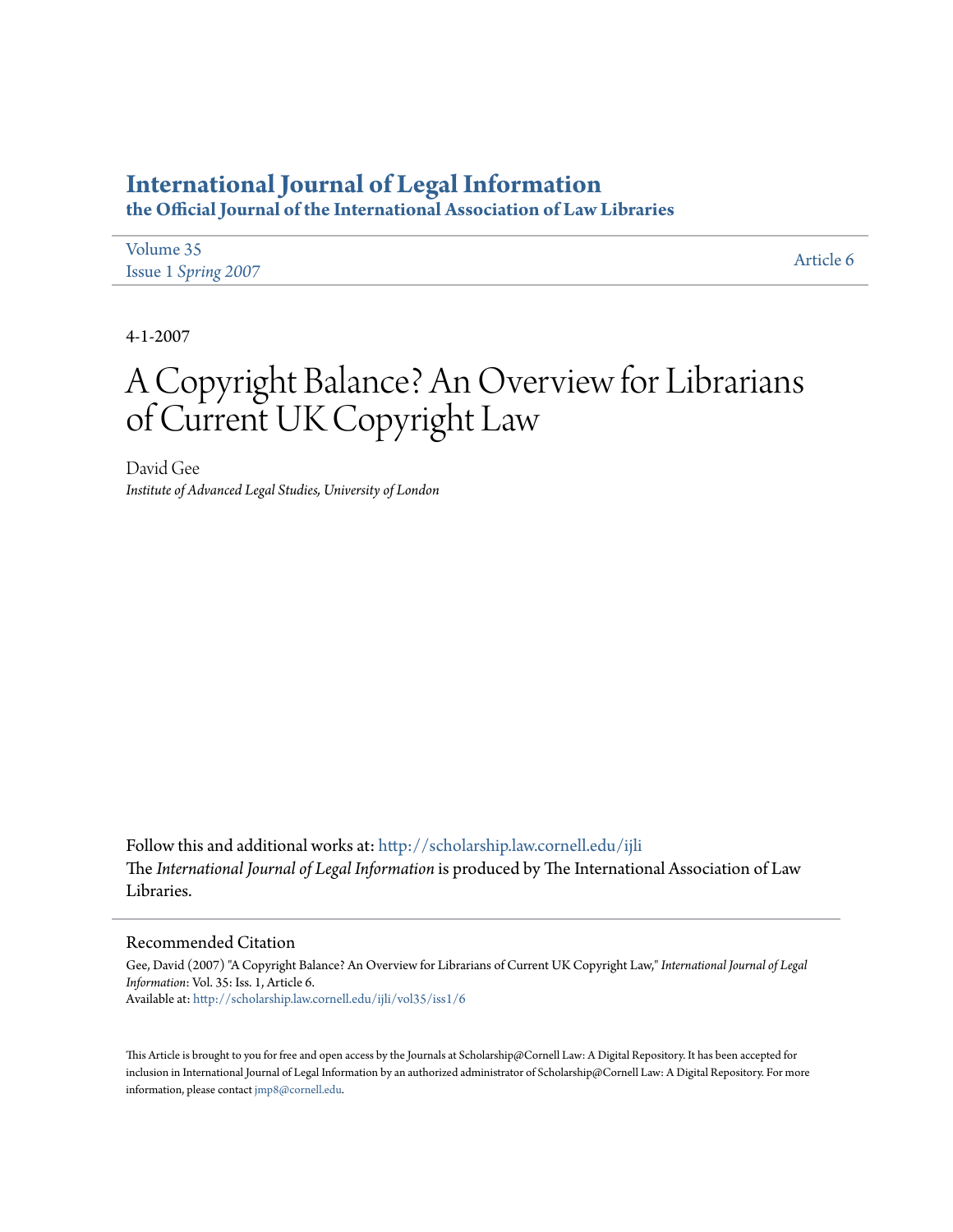# International Journal of Legal Information

**the Official Journal of the International Association of Law Libraries**

Volume 35
Issue 1 *Spring 2007*

Article 6

4-1-2007

# A Copyright Balance? An Overview for Librarians of Current UK Copyright Law

David Gee
*Institute of Advanced Legal Studies, University of London*

Follow this and additional works at: http://scholarship.law.cornell.edu/ijli
The *International Journal of Legal Information* is produced by The International Association of Law Libraries.

## Recommended Citation

Gee, David (2007) "A Copyright Balance? An Overview for Librarians of Current UK Copyright Law," *International Journal of Legal Information*: Vol. 35: Iss. 1, Article 6.
Available at: http://scholarship.law.cornell.edu/ijli/vol35/iss1/6

This Article is brought to you for free and open access by the Journals at Scholarship@Cornell Law: A Digital Repository. It has been accepted for inclusion in International Journal of Legal Information by an authorized administrator of Scholarship@Cornell Law: A Digital Repository. For more information, please contact jmp8@cornell.edu.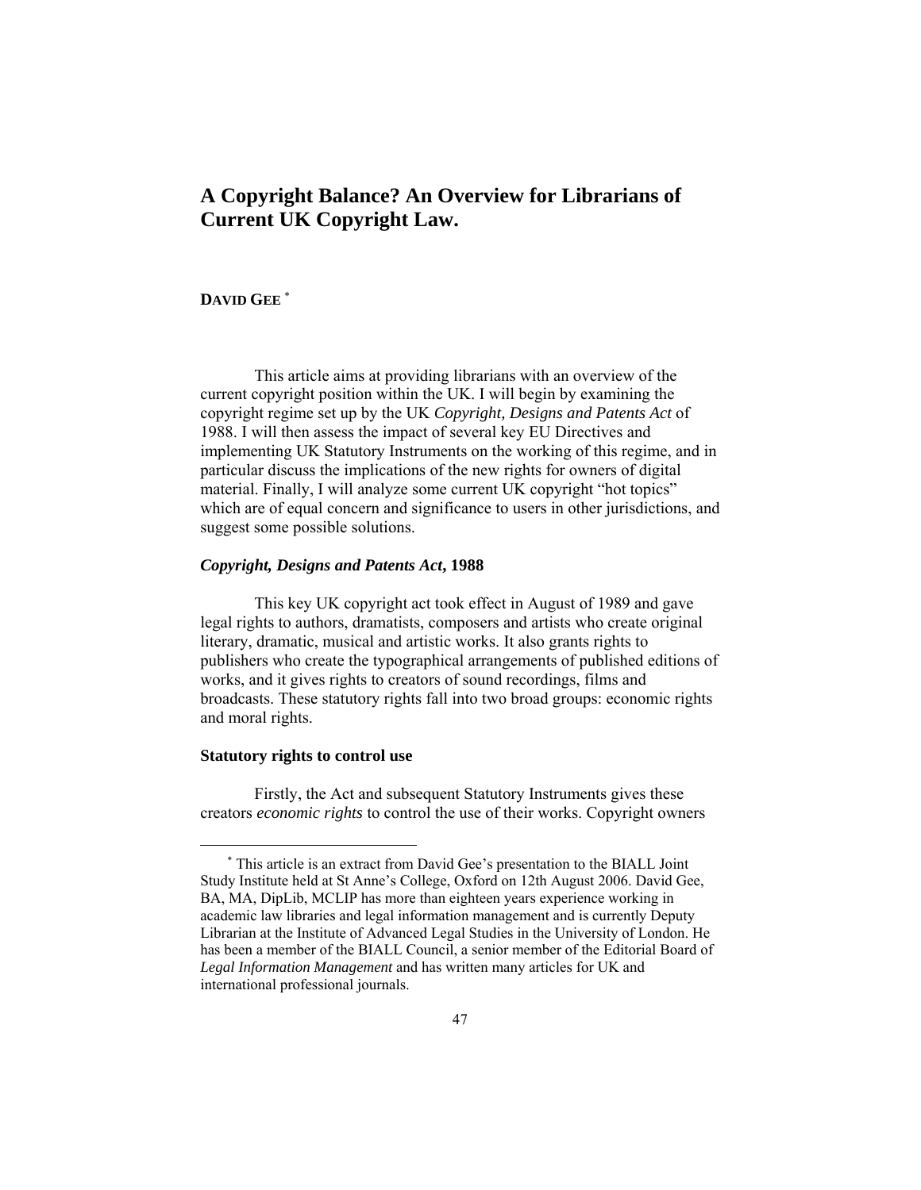# A Copyright Balance? An Overview for Librarians of Current UK Copyright Law.

**DAVID GEE** [*]

This article aims at providing librarians with an overview of the current copyright position within the UK. I will begin by examining the copyright regime set up by the UK *Copyright, Designs and Patents Act* of 1988. I will then assess the impact of several key EU Directives and implementing UK Statutory Instruments on the working of this regime, and in particular discuss the implications of the new rights for owners of digital material. Finally, I will analyze some current UK copyright "hot topics" which are of equal concern and significance to users in other jurisdictions, and suggest some possible solutions.

### *Copyright, Designs and Patents Act*, 1988

This key UK copyright act took effect in August of 1989 and gave legal rights to authors, dramatists, composers and artists who create original literary, dramatic, musical and artistic works. It also grants rights to publishers who create the typographical arrangements of published editions of works, and it gives rights to creators of sound recordings, films and broadcasts. These statutory rights fall into two broad groups: economic rights and moral rights.

### Statutory rights to control use

Firstly, the Act and subsequent Statutory Instruments gives these creators *economic rights* to control the use of their works. Copyright owners

---

[*] This article is an extract from David Gee's presentation to the BIALL Joint Study Institute held at St Anne's College, Oxford on 12th August 2006. David Gee, BA, MA, DipLib, MCLIP has more than eighteen years experience working in academic law libraries and legal information management and is currently Deputy Librarian at the Institute of Advanced Legal Studies in the University of London. He has been a member of the BIALL Council, a senior member of the Editorial Board of *Legal Information Management* and has written many articles for UK and international professional journals.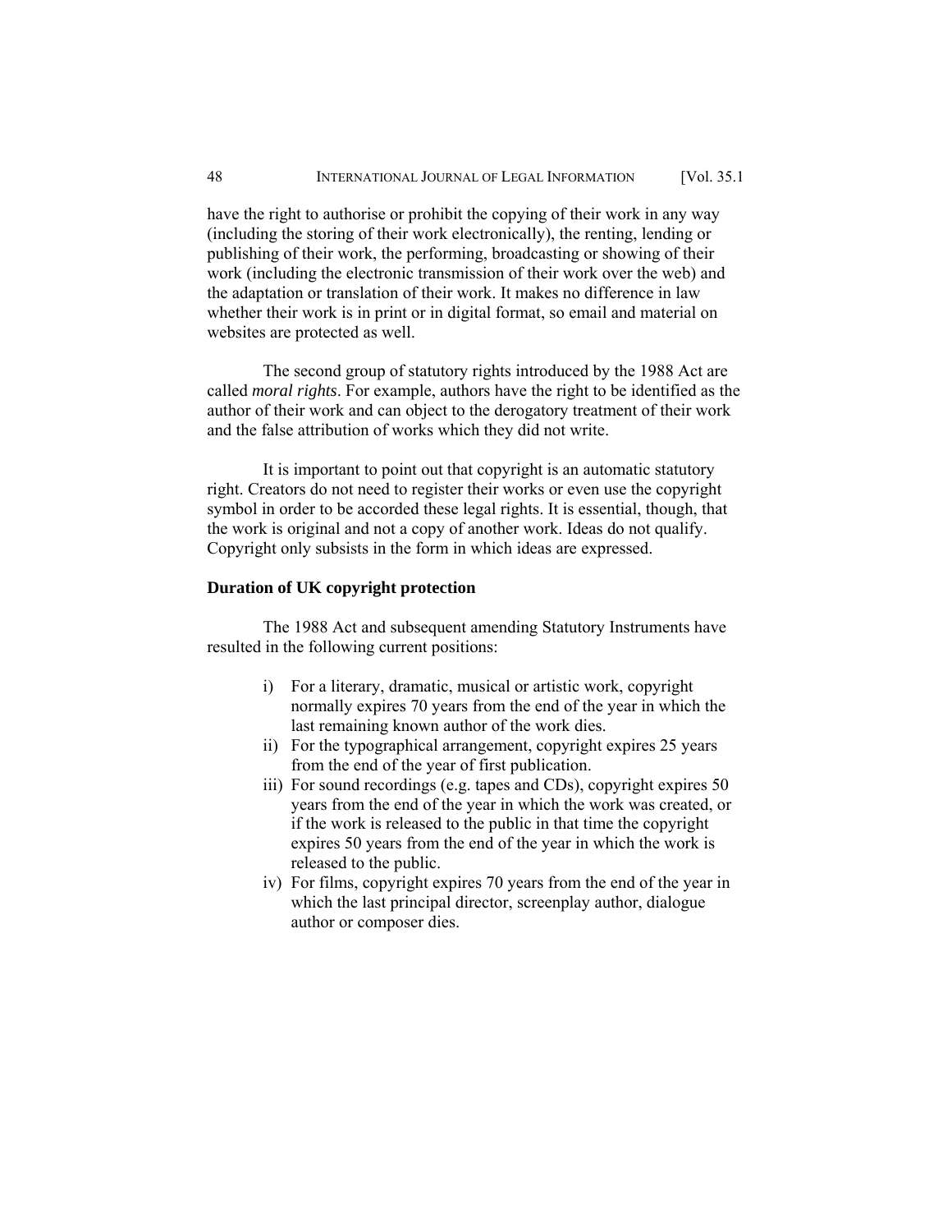have the right to authorise or prohibit the copying of their work in any way (including the storing of their work electronically), the renting, lending or publishing of their work, the performing, broadcasting or showing of their work (including the electronic transmission of their work over the web) and the adaptation or translation of their work. It makes no difference in law whether their work is in print or in digital format, so email and material on websites are protected as well.

The second group of statutory rights introduced by the 1988 Act are called *moral rights*. For example, authors have the right to be identified as the author of their work and can object to the derogatory treatment of their work and the false attribution of works which they did not write.

It is important to point out that copyright is an automatic statutory right. Creators do not need to register their works or even use the copyright symbol in order to be accorded these legal rights. It is essential, though, that the work is original and not a copy of another work. Ideas do not qualify. Copyright only subsists in the form in which ideas are expressed.

**Duration of UK copyright protection**

The 1988 Act and subsequent amending Statutory Instruments have resulted in the following current positions:

i) For a literary, dramatic, musical or artistic work, copyright normally expires 70 years from the end of the year in which the last remaining known author of the work dies.
ii) For the typographical arrangement, copyright expires 25 years from the end of the year of first publication.
iii) For sound recordings (e.g. tapes and CDs), copyright expires 50 years from the end of the year in which the work was created, or if the work is released to the public in that time the copyright expires 50 years from the end of the year in which the work is released to the public.
iv) For films, copyright expires 70 years from the end of the year in which the last principal director, screenplay author, dialogue author or composer dies.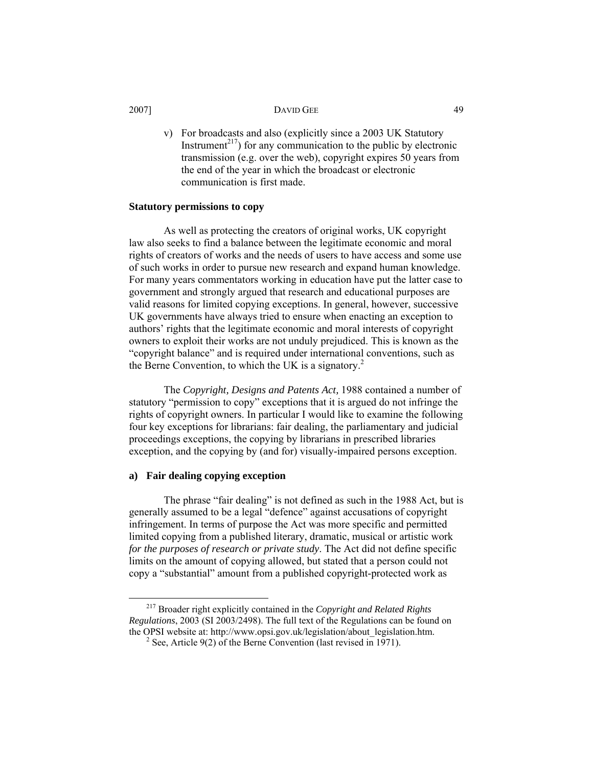v) For broadcasts and also (explicitly since a 2003 UK Statutory Instrument[217]) for any communication to the public by electronic transmission (e.g. over the web), copyright expires 50 years from the end of the year in which the broadcast or electronic communication is first made.

**Statutory permissions to copy**

As well as protecting the creators of original works, UK copyright law also seeks to find a balance between the legitimate economic and moral rights of creators of works and the needs of users to have access and some use of such works in order to pursue new research and expand human knowledge. For many years commentators working in education have put the latter case to government and strongly argued that research and educational purposes are valid reasons for limited copying exceptions. In general, however, successive UK governments have always tried to ensure when enacting an exception to authors' rights that the legitimate economic and moral interests of copyright owners to exploit their works are not unduly prejudiced. This is known as the "copyright balance" and is required under international conventions, such as the Berne Convention, to which the UK is a signatory.[2]

The *Copyright, Designs and Patents Act,* 1988 contained a number of statutory "permission to copy" exceptions that it is argued do not infringe the rights of copyright owners. In particular I would like to examine the following four key exceptions for librarians: fair dealing, the parliamentary and judicial proceedings exceptions, the copying by librarians in prescribed libraries exception, and the copying by (and for) visually-impaired persons exception.

**a) Fair dealing copying exception**

The phrase "fair dealing" is not defined as such in the 1988 Act, but is generally assumed to be a legal "defence" against accusations of copyright infringement. In terms of purpose the Act was more specific and permitted limited copying from a published literary, dramatic, musical or artistic work *for the purposes of research or private study*. The Act did not define specific limits on the amount of copying allowed, but stated that a person could not copy a "substantial" amount from a published copyright-protected work as

---

[217] Broader right explicitly contained in the *Copyright and Related Rights Regulations*, 2003 (SI 2003/2498). The full text of the Regulations can be found on the OPSI website at: http://www.opsi.gov.uk/legislation/about_legislation.htm.

[2] See, Article 9(2) of the Berne Convention (last revised in 1971).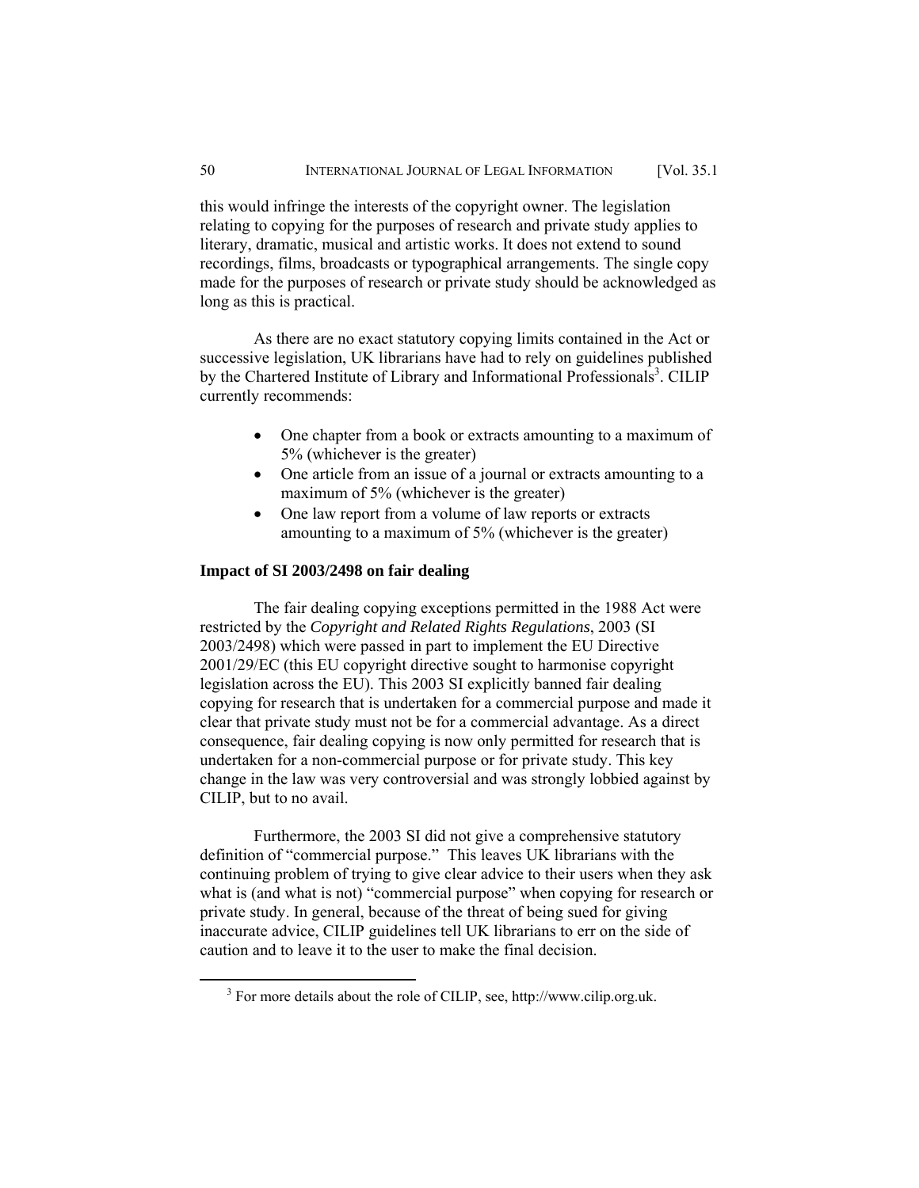this would infringe the interests of the copyright owner. The legislation relating to copying for the purposes of research and private study applies to literary, dramatic, musical and artistic works. It does not extend to sound recordings, films, broadcasts or typographical arrangements. The single copy made for the purposes of research or private study should be acknowledged as long as this is practical.

As there are no exact statutory copying limits contained in the Act or successive legislation, UK librarians have had to rely on guidelines published by the Chartered Institute of Library and Informational Professionals[3]. CILIP currently recommends:

- One chapter from a book or extracts amounting to a maximum of 5% (whichever is the greater)
- One article from an issue of a journal or extracts amounting to a maximum of 5% (whichever is the greater)
- One law report from a volume of law reports or extracts amounting to a maximum of 5% (whichever is the greater)

**Impact of SI 2003/2498 on fair dealing**

The fair dealing copying exceptions permitted in the 1988 Act were restricted by the ***Copyright and Related Rights Regulations***, 2003 (SI 2003/2498) which were passed in part to implement the EU Directive 2001/29/EC (this EU copyright directive sought to harmonise copyright legislation across the EU). This 2003 SI explicitly banned fair dealing copying for research that is undertaken for a commercial purpose and made it clear that private study must not be for a commercial advantage. As a direct consequence, fair dealing copying is now only permitted for research that is undertaken for a non-commercial purpose or for private study. This key change in the law was very controversial and was strongly lobbied against by CILIP, but to no avail.

Furthermore, the 2003 SI did not give a comprehensive statutory definition of "commercial purpose." This leaves UK librarians with the continuing problem of trying to give clear advice to their users when they ask what is (and what is not) "commercial purpose" when copying for research or private study. In general, because of the threat of being sued for giving inaccurate advice, CILIP guidelines tell UK librarians to err on the side of caution and to leave it to the user to make the final decision.

[3] For more details about the role of CILIP, see, http://www.cilip.org.uk.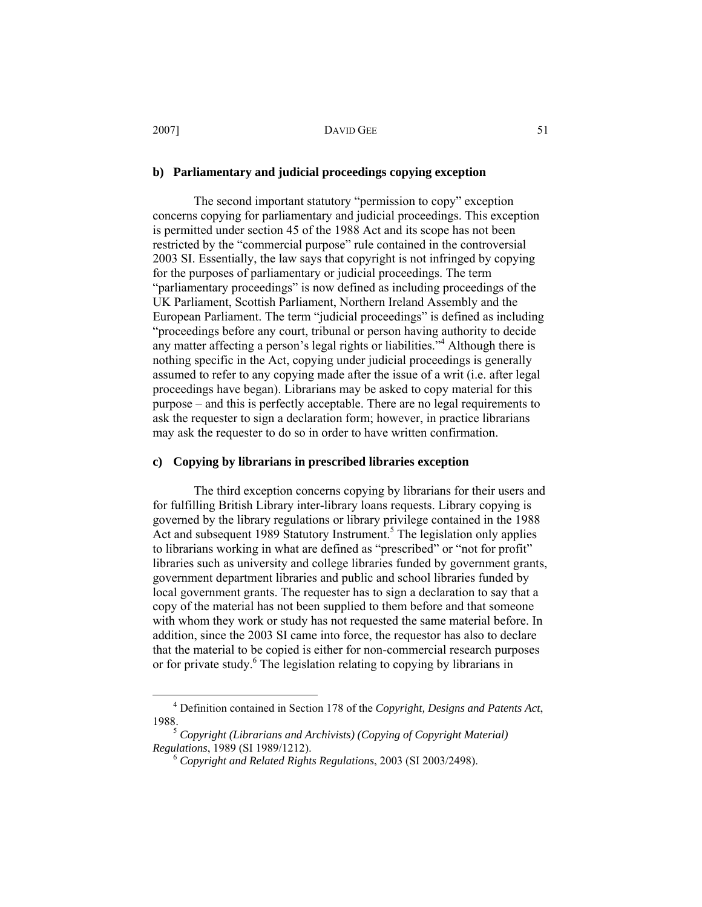### b) Parliamentary and judicial proceedings copying exception

The second important statutory "permission to copy" exception concerns copying for parliamentary and judicial proceedings. This exception is permitted under section 45 of the 1988 Act and its scope has not been restricted by the "commercial purpose" rule contained in the controversial 2003 SI. Essentially, the law says that copyright is not infringed by copying for the purposes of parliamentary or judicial proceedings. The term "parliamentary proceedings" is now defined as including proceedings of the UK Parliament, Scottish Parliament, Northern Ireland Assembly and the European Parliament. The term "judicial proceedings" is defined as including "proceedings before any court, tribunal or person having authority to decide any matter affecting a person's legal rights or liabilities."[4] Although there is nothing specific in the Act, copying under judicial proceedings is generally assumed to refer to any copying made after the issue of a writ (i.e. after legal proceedings have began). Librarians may be asked to copy material for this purpose – and this is perfectly acceptable. There are no legal requirements to ask the requester to sign a declaration form; however, in practice librarians may ask the requester to do so in order to have written confirmation.

### c) Copying by librarians in prescribed libraries exception

The third exception concerns copying by librarians for their users and for fulfilling British Library inter-library loans requests. Library copying is governed by the library regulations or library privilege contained in the 1988 Act and subsequent 1989 Statutory Instrument.[5] The legislation only applies to librarians working in what are defined as "prescribed" or "not for profit" libraries such as university and college libraries funded by government grants, government department libraries and public and school libraries funded by local government grants. The requester has to sign a declaration to say that a copy of the material has not been supplied to them before and that someone with whom they work or study has not requested the same material before. In addition, since the 2003 SI came into force, the requestor has also to declare that the material to be copied is either for non-commercial research purposes or for private study.[6] The legislation relating to copying by librarians in

---

[4] Definition contained in Section 178 of the *Copyright, Designs and Patents Act*, 1988.

[5] *Copyright (Librarians and Archivists) (Copying of Copyright Material) Regulations*, 1989 (SI 1989/1212).

[6] *Copyright and Related Rights Regulations*, 2003 (SI 2003/2498).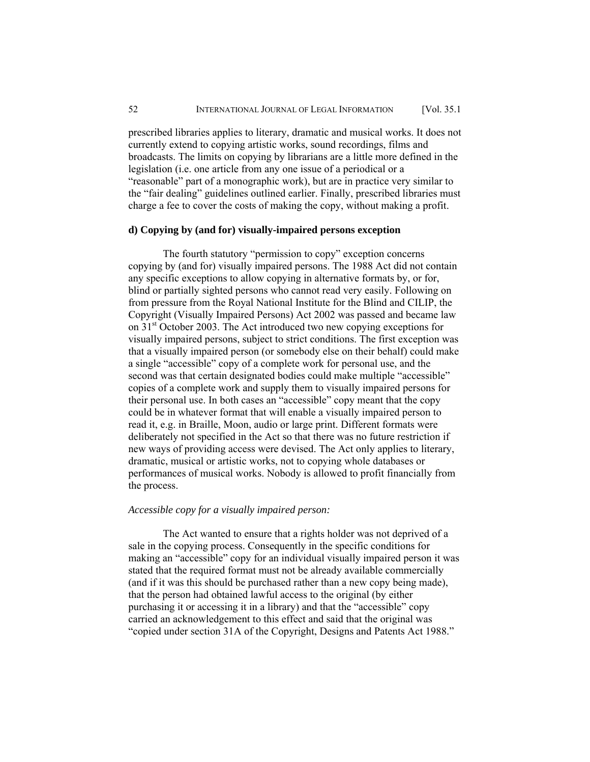prescribed libraries applies to literary, dramatic and musical works. It does not currently extend to copying artistic works, sound recordings, films and broadcasts. The limits on copying by librarians are a little more defined in the legislation (i.e. one article from any one issue of a periodical or a "reasonable" part of a monographic work), but are in practice very similar to the "fair dealing" guidelines outlined earlier. Finally, prescribed libraries must charge a fee to cover the costs of making the copy, without making a profit.

**d) Copying by (and for) visually-impaired persons exception**

The fourth statutory "permission to copy" exception concerns copying by (and for) visually impaired persons. The 1988 Act did not contain any specific exceptions to allow copying in alternative formats by, or for, blind or partially sighted persons who cannot read very easily. Following on from pressure from the Royal National Institute for the Blind and CILIP, the Copyright (Visually Impaired Persons) Act 2002 was passed and became law on 31st October 2003. The Act introduced two new copying exceptions for visually impaired persons, subject to strict conditions. The first exception was that a visually impaired person (or somebody else on their behalf) could make a single "accessible" copy of a complete work for personal use, and the second was that certain designated bodies could make multiple "accessible" copies of a complete work and supply them to visually impaired persons for their personal use. In both cases an "accessible" copy meant that the copy could be in whatever format that will enable a visually impaired person to read it, e.g. in Braille, Moon, audio or large print. Different formats were deliberately not specified in the Act so that there was no future restriction if new ways of providing access were devised. The Act only applies to literary, dramatic, musical or artistic works, not to copying whole databases or performances of musical works. Nobody is allowed to profit financially from the process.

*Accessible copy for a visually impaired person:*

The Act wanted to ensure that a rights holder was not deprived of a sale in the copying process. Consequently in the specific conditions for making an "accessible" copy for an individual visually impaired person it was stated that the required format must not be already available commercially (and if it was this should be purchased rather than a new copy being made), that the person had obtained lawful access to the original (by either purchasing it or accessing it in a library) and that the "accessible" copy carried an acknowledgement to this effect and said that the original was "copied under section 31A of the Copyright, Designs and Patents Act 1988."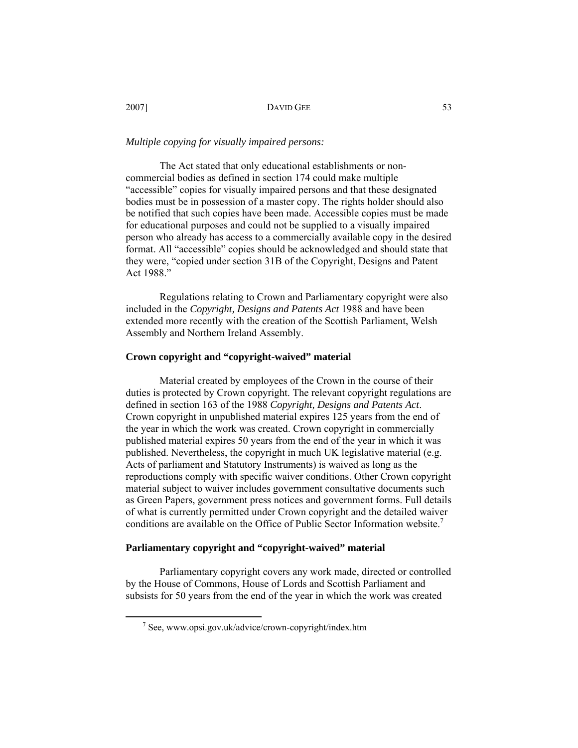*Multiple copying for visually impaired persons:*

The Act stated that only educational establishments or non-commercial bodies as defined in section 174 could make multiple "accessible" copies for visually impaired persons and that these designated bodies must be in possession of a master copy. The rights holder should also be notified that such copies have been made. Accessible copies must be made for educational purposes and could not be supplied to a visually impaired person who already has access to a commercially available copy in the desired format. All "accessible" copies should be acknowledged and should state that they were, "copied under section 31B of the Copyright, Designs and Patent Act 1988."

Regulations relating to Crown and Parliamentary copyright were also included in the *Copyright, Designs and Patents Act* 1988 and have been extended more recently with the creation of the Scottish Parliament, Welsh Assembly and Northern Ireland Assembly.

## Crown copyright and "copyright-waived" material

Material created by employees of the Crown in the course of their duties is protected by Crown copyright. The relevant copyright regulations are defined in section 163 of the 1988 *Copyright, Designs and Patents Act*. Crown copyright in unpublished material expires 125 years from the end of the year in which the work was created. Crown copyright in commercially published material expires 50 years from the end of the year in which it was published. Nevertheless, the copyright in much UK legislative material (e.g. Acts of parliament and Statutory Instruments) is waived as long as the reproductions comply with specific waiver conditions. Other Crown copyright material subject to waiver includes government consultative documents such as Green Papers, government press notices and government forms. Full details of what is currently permitted under Crown copyright and the detailed waiver conditions are available on the Office of Public Sector Information website.[7]

## Parliamentary copyright and "copyright-waived" material

Parliamentary copyright covers any work made, directed or controlled by the House of Commons, House of Lords and Scottish Parliament and subsists for 50 years from the end of the year in which the work was created

[7] See, www.opsi.gov.uk/advice/crown-copyright/index.htm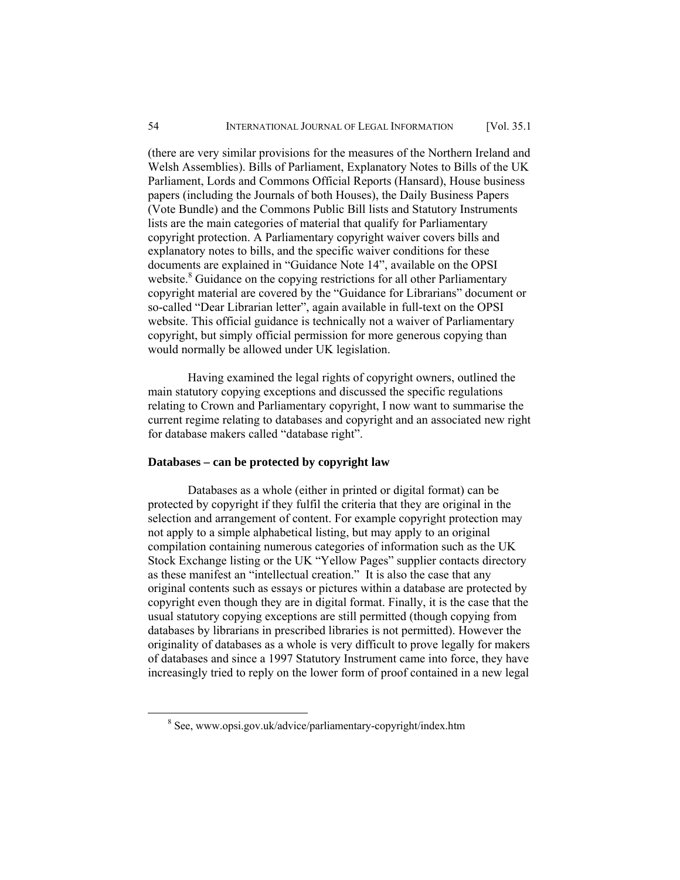(there are very similar provisions for the measures of the Northern Ireland and Welsh Assemblies). Bills of Parliament, Explanatory Notes to Bills of the UK Parliament, Lords and Commons Official Reports (Hansard), House business papers (including the Journals of both Houses), the Daily Business Papers (Vote Bundle) and the Commons Public Bill lists and Statutory Instruments lists are the main categories of material that qualify for Parliamentary copyright protection. A Parliamentary copyright waiver covers bills and explanatory notes to bills, and the specific waiver conditions for these documents are explained in "Guidance Note 14", available on the OPSI website.[8] Guidance on the copying restrictions for all other Parliamentary copyright material are covered by the "Guidance for Librarians" document or so-called "Dear Librarian letter", again available in full-text on the OPSI website. This official guidance is technically not a waiver of Parliamentary copyright, but simply official permission for more generous copying than would normally be allowed under UK legislation.

Having examined the legal rights of copyright owners, outlined the main statutory copying exceptions and discussed the specific regulations relating to Crown and Parliamentary copyright, I now want to summarise the current regime relating to databases and copyright and an associated new right for database makers called "database right".

**Databases – can be protected by copyright law**

Databases as a whole (either in printed or digital format) can be protected by copyright if they fulfil the criteria that they are original in the selection and arrangement of content. For example copyright protection may not apply to a simple alphabetical listing, but may apply to an original compilation containing numerous categories of information such as the UK Stock Exchange listing or the UK "Yellow Pages" supplier contacts directory as these manifest an "intellectual creation." It is also the case that any original contents such as essays or pictures within a database are protected by copyright even though they are in digital format. Finally, it is the case that the usual statutory copying exceptions are still permitted (though copying from databases by librarians in prescribed libraries is not permitted). However the originality of databases as a whole is very difficult to prove legally for makers of databases and since a 1997 Statutory Instrument came into force, they have increasingly tried to reply on the lower form of proof contained in a new legal

[8] See, www.opsi.gov.uk/advice/parliamentary-copyright/index.htm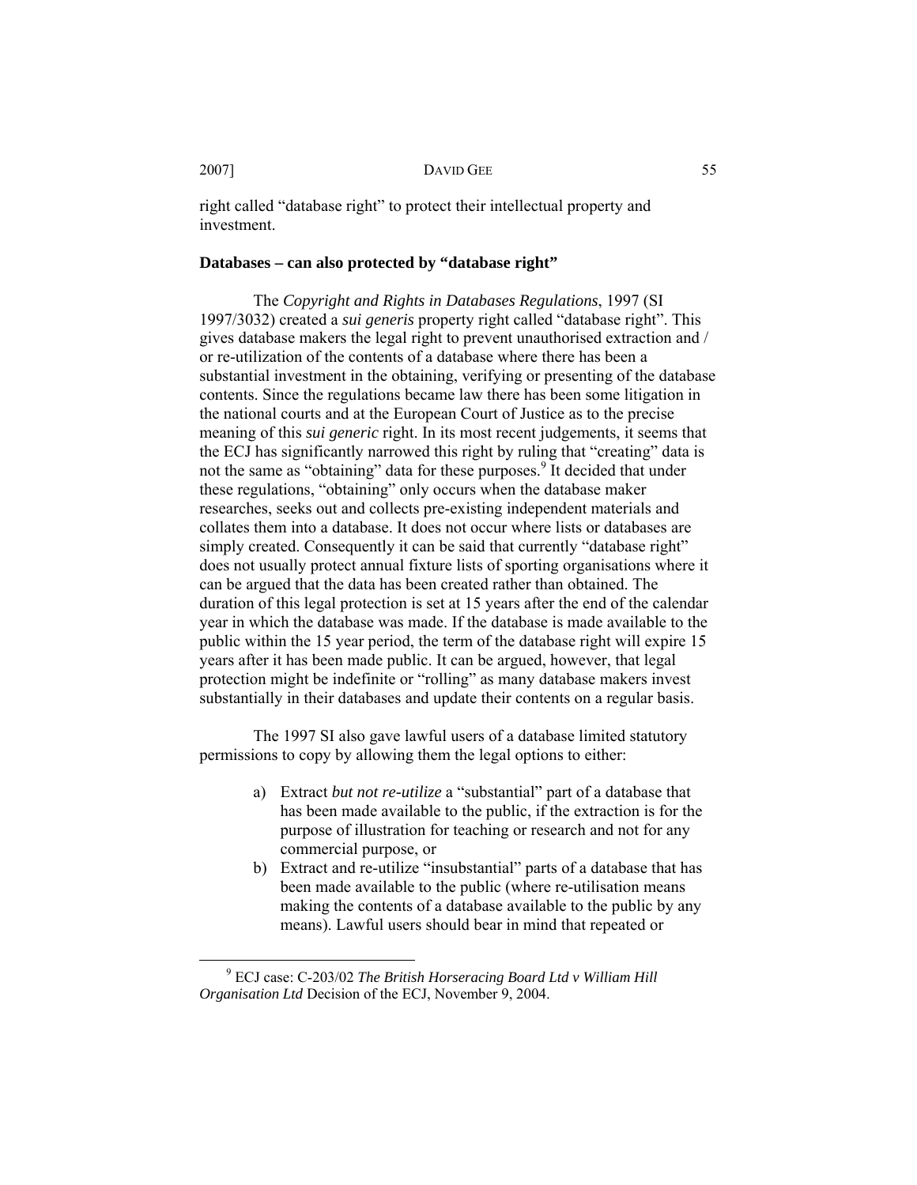right called "database right" to protect their intellectual property and investment.

**Databases – can also protected by "database right"**

The *Copyright and Rights in Databases Regulations*, 1997 (SI 1997/3032) created a *sui generis* property right called "database right". This gives database makers the legal right to prevent unauthorised extraction and / or re-utilization of the contents of a database where there has been a substantial investment in the obtaining, verifying or presenting of the database contents. Since the regulations became law there has been some litigation in the national courts and at the European Court of Justice as to the precise meaning of this *sui generic* right. In its most recent judgements, it seems that the ECJ has significantly narrowed this right by ruling that "creating" data is not the same as "obtaining" data for these purposes.[9] It decided that under these regulations, "obtaining" only occurs when the database maker researches, seeks out and collects pre-existing independent materials and collates them into a database. It does not occur where lists or databases are simply created. Consequently it can be said that currently "database right" does not usually protect annual fixture lists of sporting organisations where it can be argued that the data has been created rather than obtained. The duration of this legal protection is set at 15 years after the end of the calendar year in which the database was made. If the database is made available to the public within the 15 year period, the term of the database right will expire 15 years after it has been made public. It can be argued, however, that legal protection might be indefinite or "rolling" as many database makers invest substantially in their databases and update their contents on a regular basis.

The 1997 SI also gave lawful users of a database limited statutory permissions to copy by allowing them the legal options to either:

a) Extract *but not re-utilize* a "substantial" part of a database that has been made available to the public, if the extraction is for the purpose of illustration for teaching or research and not for any commercial purpose, or
b) Extract and re-utilize "insubstantial" parts of a database that has been made available to the public (where re-utilisation means making the contents of a database available to the public by any means). Lawful users should bear in mind that repeated or

[9] ECJ case: C-203/02 *The British Horseracing Board Ltd v William Hill Organisation Ltd* Decision of the ECJ, November 9, 2004.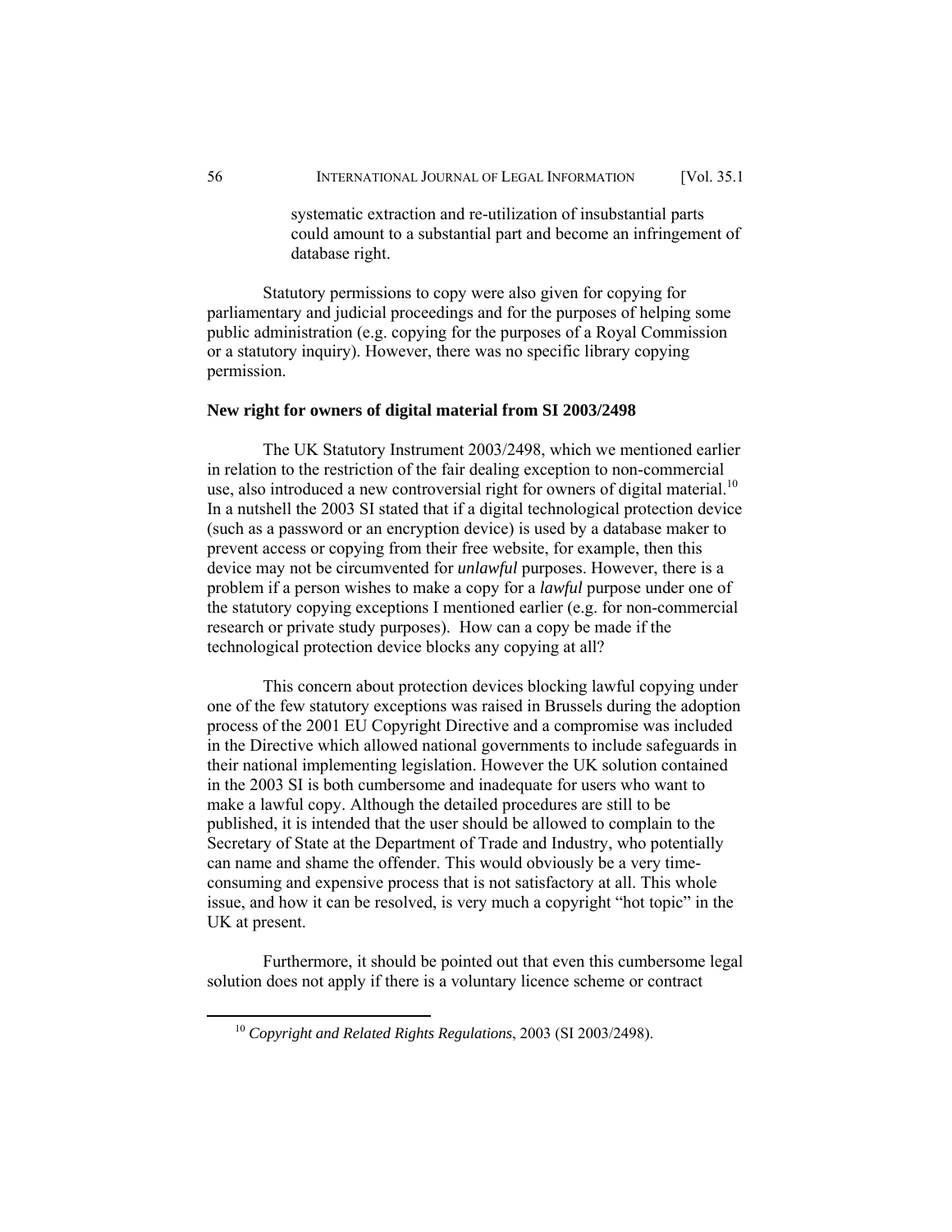> systematic extraction and re-utilization of insubstantial parts could amount to a substantial part and become an infringement of database right.

Statutory permissions to copy were also given for copying for parliamentary and judicial proceedings and for the purposes of helping some public administration (e.g. copying for the purposes of a Royal Commission or a statutory inquiry). However, there was no specific library copying permission.

**New right for owners of digital material from SI 2003/2498**

The UK Statutory Instrument 2003/2498, which we mentioned earlier in relation to the restriction of the fair dealing exception to non-commercial use, also introduced a new controversial right for owners of digital material.[10] In a nutshell the 2003 SI stated that if a digital technological protection device (such as a password or an encryption device) is used by a database maker to prevent access or copying from their free website, for example, then this device may not be circumvented for *unlawful* purposes. However, there is a problem if a person wishes to make a copy for a *lawful* purpose under one of the statutory copying exceptions I mentioned earlier (e.g. for non-commercial research or private study purposes). How can a copy be made if the technological protection device blocks any copying at all?

This concern about protection devices blocking lawful copying under one of the few statutory exceptions was raised in Brussels during the adoption process of the 2001 EU Copyright Directive and a compromise was included in the Directive which allowed national governments to include safeguards in their national implementing legislation. However the UK solution contained in the 2003 SI is both cumbersome and inadequate for users who want to make a lawful copy. Although the detailed procedures are still to be published, it is intended that the user should be allowed to complain to the Secretary of State at the Department of Trade and Industry, who potentially can name and shame the offender. This would obviously be a very time-consuming and expensive process that is not satisfactory at all. This whole issue, and how it can be resolved, is very much a copyright "hot topic" in the UK at present.

Furthermore, it should be pointed out that even this cumbersome legal solution does not apply if there is a voluntary licence scheme or contract

[10] *Copyright and Related Rights Regulations*, 2003 (SI 2003/2498).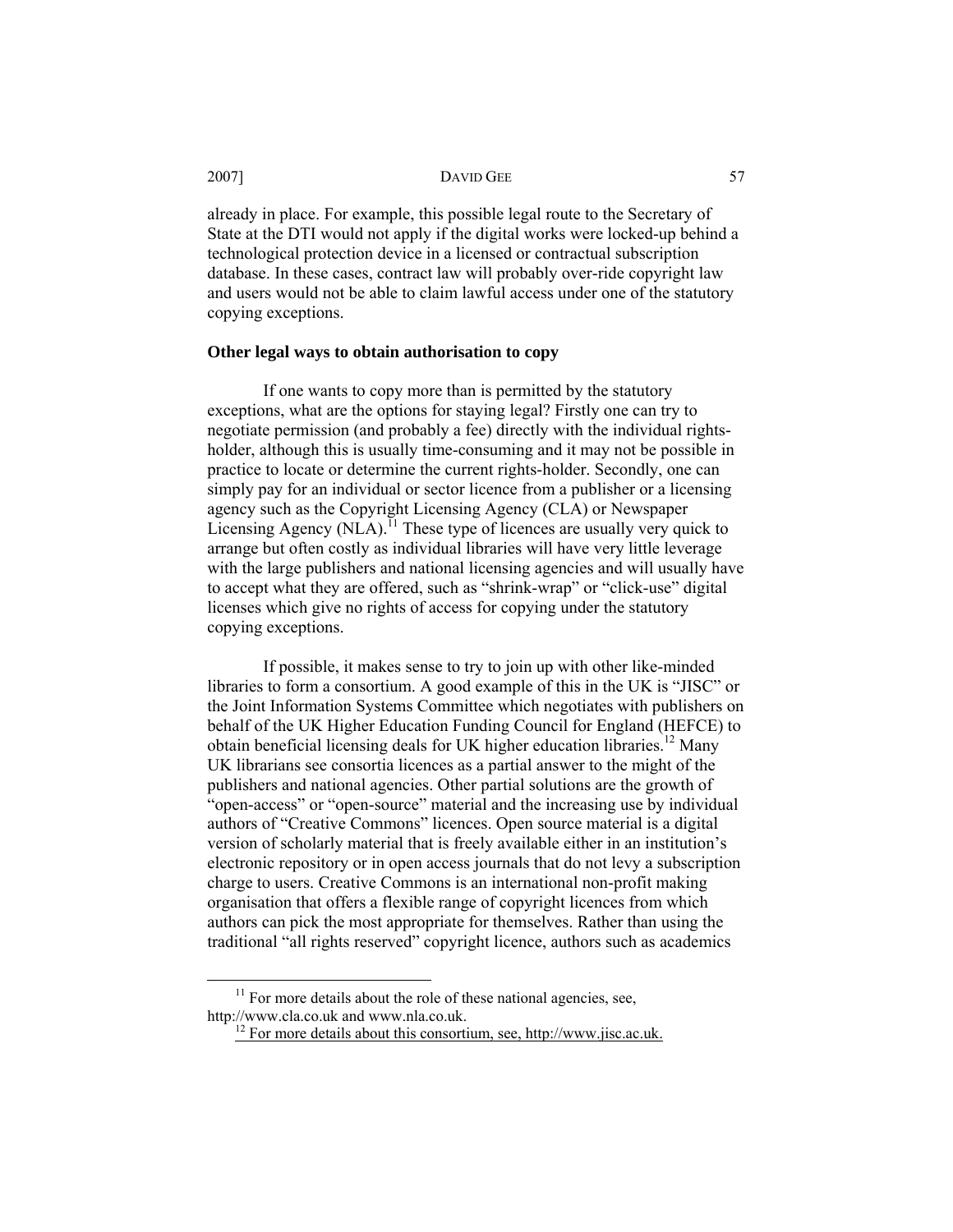already in place. For example, this possible legal route to the Secretary of State at the DTI would not apply if the digital works were locked-up behind a technological protection device in a licensed or contractual subscription database. In these cases, contract law will probably over-ride copyright law and users would not be able to claim lawful access under one of the statutory copying exceptions.

**Other legal ways to obtain authorisation to copy**

If one wants to copy more than is permitted by the statutory exceptions, what are the options for staying legal? Firstly one can try to negotiate permission (and probably a fee) directly with the individual rights-holder, although this is usually time-consuming and it may not be possible in practice to locate or determine the current rights-holder. Secondly, one can simply pay for an individual or sector licence from a publisher or a licensing agency such as the Copyright Licensing Agency (CLA) or Newspaper Licensing Agency (NLA).[11] These type of licences are usually very quick to arrange but often costly as individual libraries will have very little leverage with the large publishers and national licensing agencies and will usually have to accept what they are offered, such as "shrink-wrap" or "click-use" digital licenses which give no rights of access for copying under the statutory copying exceptions.

If possible, it makes sense to try to join up with other like-minded libraries to form a consortium. A good example of this in the UK is "JISC" or the Joint Information Systems Committee which negotiates with publishers on behalf of the UK Higher Education Funding Council for England (HEFCE) to obtain beneficial licensing deals for UK higher education libraries.[12] Many UK librarians see consortia licences as a partial answer to the might of the publishers and national agencies. Other partial solutions are the growth of "open-access" or "open-source" material and the increasing use by individual authors of "Creative Commons" licences. Open source material is a digital version of scholarly material that is freely available either in an institution's electronic repository or in open access journals that do not levy a subscription charge to users. Creative Commons is an international non-profit making organisation that offers a flexible range of copyright licences from which authors can pick the most appropriate for themselves. Rather than using the traditional "all rights reserved" copyright licence, authors such as academics

---

[11] For more details about the role of these national agencies, see, http://www.cla.co.uk and www.nla.co.uk.

[12] For more details about this consortium, see, http://www.jisc.ac.uk.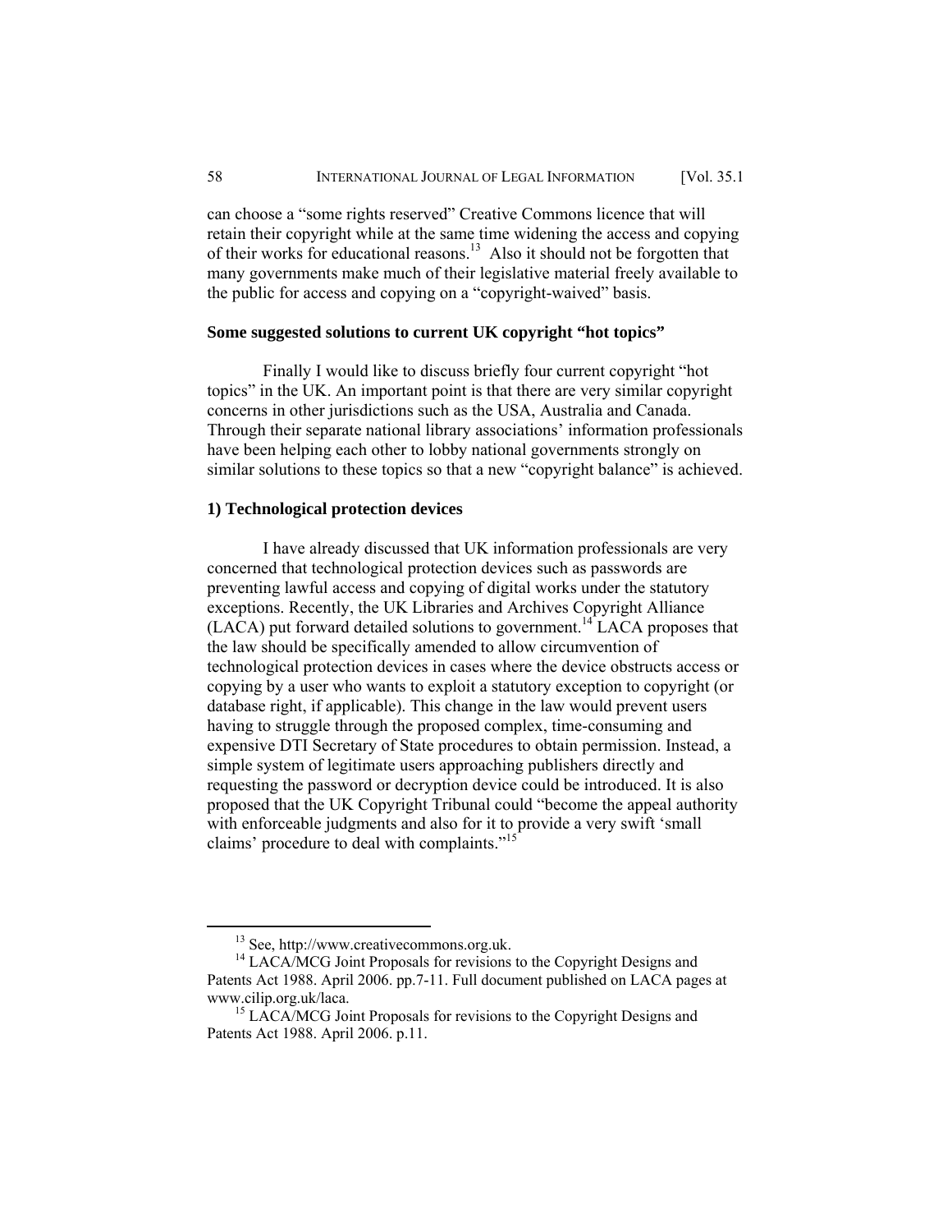can choose a "some rights reserved" Creative Commons licence that will retain their copyright while at the same time widening the access and copying of their works for educational reasons.[13] Also it should not be forgotten that many governments make much of their legislative material freely available to the public for access and copying on a "copyright-waived" basis.

## Some suggested solutions to current UK copyright "hot topics"

Finally I would like to discuss briefly four current copyright "hot topics" in the UK. An important point is that there are very similar copyright concerns in other jurisdictions such as the USA, Australia and Canada. Through their separate national library associations' information professionals have been helping each other to lobby national governments strongly on similar solutions to these topics so that a new "copyright balance" is achieved.

### 1) Technological protection devices

I have already discussed that UK information professionals are very concerned that technological protection devices such as passwords are preventing lawful access and copying of digital works under the statutory exceptions. Recently, the UK Libraries and Archives Copyright Alliance (LACA) put forward detailed solutions to government.[14] LACA proposes that the law should be specifically amended to allow circumvention of technological protection devices in cases where the device obstructs access or copying by a user who wants to exploit a statutory exception to copyright (or database right, if applicable). This change in the law would prevent users having to struggle through the proposed complex, time-consuming and expensive DTI Secretary of State procedures to obtain permission. Instead, a simple system of legitimate users approaching publishers directly and requesting the password or decryption device could be introduced. It is also proposed that the UK Copyright Tribunal could "become the appeal authority with enforceable judgments and also for it to provide a very swift 'small claims' procedure to deal with complaints."[15]

---

[13] See, http://www.creativecommons.org.uk.

[14] LACA/MCG Joint Proposals for revisions to the Copyright Designs and Patents Act 1988. April 2006. pp.7-11. Full document published on LACA pages at www.cilip.org.uk/laca.

[15] LACA/MCG Joint Proposals for revisions to the Copyright Designs and Patents Act 1988. April 2006. p.11.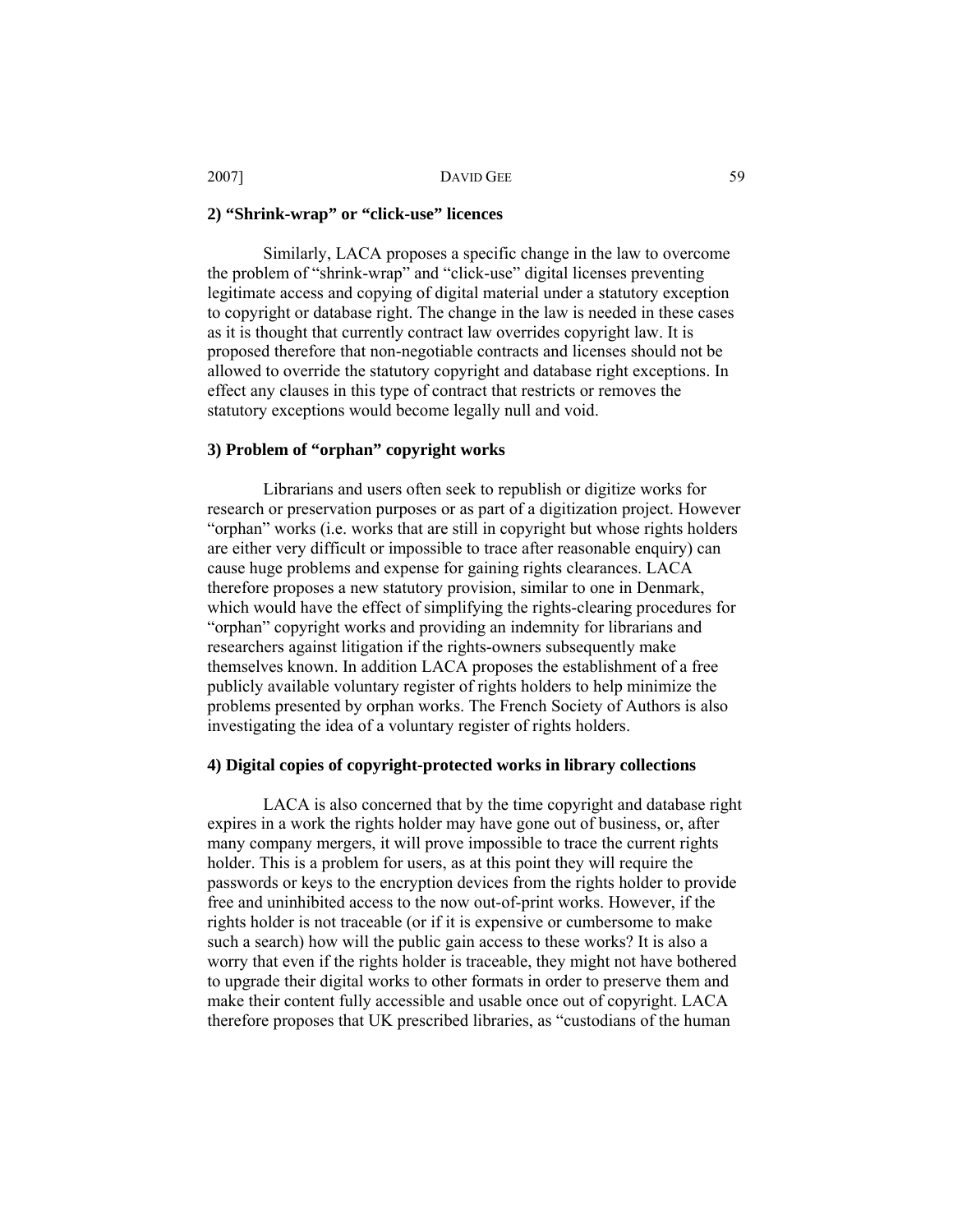### 2) “Shrink-wrap” or “click-use” licences

Similarly, LACA proposes a specific change in the law to overcome the problem of “shrink-wrap” and “click-use” digital licenses preventing legitimate access and copying of digital material under a statutory exception to copyright or database right. The change in the law is needed in these cases as it is thought that currently contract law overrides copyright law. It is proposed therefore that non-negotiable contracts and licenses should not be allowed to override the statutory copyright and database right exceptions. In effect any clauses in this type of contract that restricts or removes the statutory exceptions would become legally null and void.

### 3) Problem of “orphan” copyright works

Librarians and users often seek to republish or digitize works for research or preservation purposes or as part of a digitization project. However “orphan” works (i.e. works that are still in copyright but whose rights holders are either very difficult or impossible to trace after reasonable enquiry) can cause huge problems and expense for gaining rights clearances. LACA therefore proposes a new statutory provision, similar to one in Denmark, which would have the effect of simplifying the rights-clearing procedures for “orphan” copyright works and providing an indemnity for librarians and researchers against litigation if the rights-owners subsequently make themselves known. In addition LACA proposes the establishment of a free publicly available voluntary register of rights holders to help minimize the problems presented by orphan works. The French Society of Authors is also investigating the idea of a voluntary register of rights holders.

### 4) Digital copies of copyright-protected works in library collections

LACA is also concerned that by the time copyright and database right expires in a work the rights holder may have gone out of business, or, after many company mergers, it will prove impossible to trace the current rights holder. This is a problem for users, as at this point they will require the passwords or keys to the encryption devices from the rights holder to provide free and uninhibited access to the now out-of-print works. However, if the rights holder is not traceable (or if it is expensive or cumbersome to make such a search) how will the public gain access to these works? It is also a worry that even if the rights holder is traceable, they might not have bothered to upgrade their digital works to other formats in order to preserve them and make their content fully accessible and usable once out of copyright. LACA therefore proposes that UK prescribed libraries, as “custodians of the human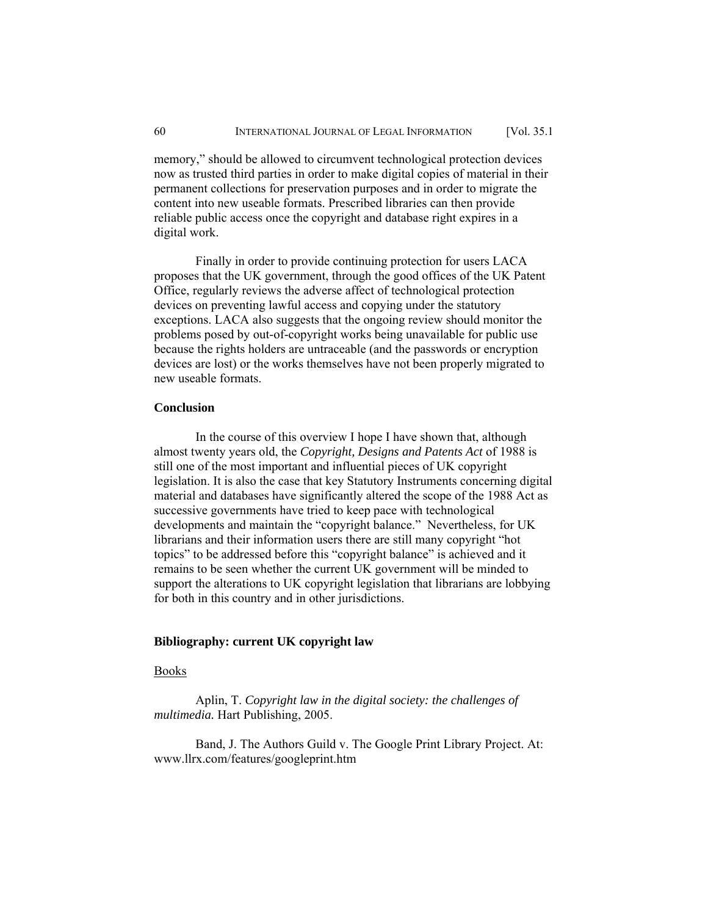memory," should be allowed to circumvent technological protection devices now as trusted third parties in order to make digital copies of material in their permanent collections for preservation purposes and in order to migrate the content into new useable formats. Prescribed libraries can then provide reliable public access once the copyright and database right expires in a digital work.

Finally in order to provide continuing protection for users LACA proposes that the UK government, through the good offices of the UK Patent Office, regularly reviews the adverse affect of technological protection devices on preventing lawful access and copying under the statutory exceptions. LACA also suggests that the ongoing review should monitor the problems posed by out-of-copyright works being unavailable for public use because the rights holders are untraceable (and the passwords or encryption devices are lost) or the works themselves have not been properly migrated to new useable formats.

**Conclusion**

In the course of this overview I hope I have shown that, although almost twenty years old, the *Copyright, Designs and Patents Act* of 1988 is still one of the most important and influential pieces of UK copyright legislation. It is also the case that key Statutory Instruments concerning digital material and databases have significantly altered the scope of the 1988 Act as successive governments have tried to keep pace with technological developments and maintain the "copyright balance." Nevertheless, for UK librarians and their information users there are still many copyright "hot topics" to be addressed before this "copyright balance" is achieved and it remains to be seen whether the current UK government will be minded to support the alterations to UK copyright legislation that librarians are lobbying for both in this country and in other jurisdictions.

**Bibliography: current UK copyright law**

Books

Aplin, T. *Copyright law in the digital society: the challenges of multimedia.* Hart Publishing, 2005.

Band, J. The Authors Guild v. The Google Print Library Project. At: www.llrx.com/features/googleprint.htm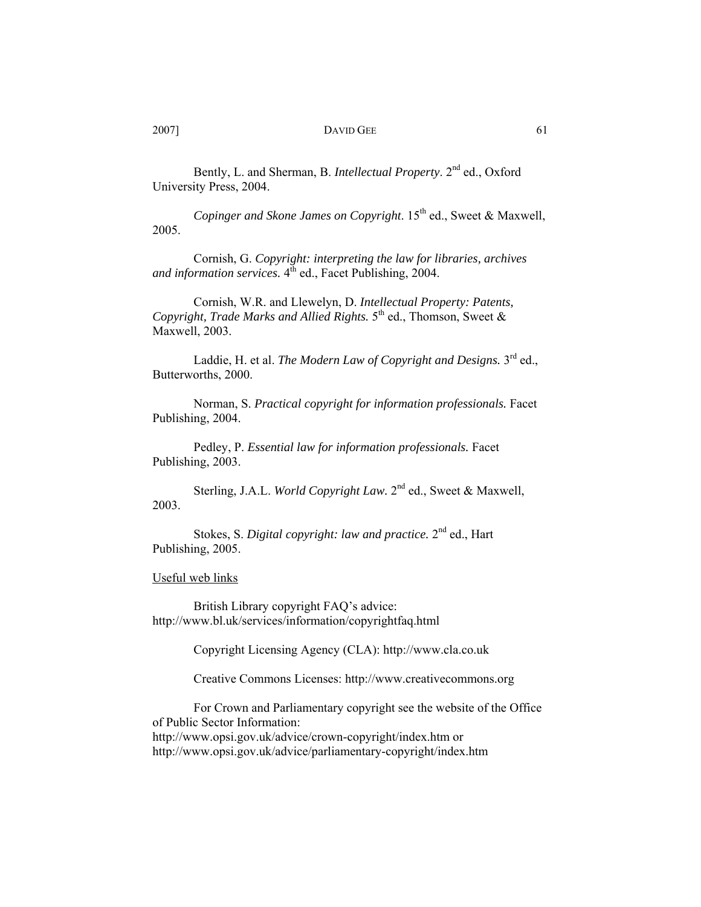Bently, L. and Sherman, B. *Intellectual Property*. 2nd ed., Oxford University Press, 2004.

*Copinger and Skone James on Copyright*. 15th ed., Sweet & Maxwell, 2005.

Cornish, G. *Copyright: interpreting the law for libraries, archives and information services.* 4th ed., Facet Publishing, 2004.

Cornish, W.R. and Llewelyn, D. *Intellectual Property: Patents, Copyright, Trade Marks and Allied Rights.* 5th ed., Thomson, Sweet & Maxwell, 2003.

Laddie, H. et al. *The Modern Law of Copyright and Designs.* 3rd ed., Butterworths, 2000.

Norman, S. *Practical copyright for information professionals.* Facet Publishing, 2004.

Pedley, P. *Essential law for information professionals.* Facet Publishing, 2003.

Sterling, J.A.L. *World Copyright Law.* 2nd ed., Sweet & Maxwell, 2003.

Stokes, S. *Digital copyright: law and practice.* 2nd ed., Hart Publishing, 2005.

Useful web links

British Library copyright FAQ's advice: http://www.bl.uk/services/information/copyrightfaq.html

Copyright Licensing Agency (CLA): http://www.cla.co.uk

Creative Commons Licenses: http://www.creativecommons.org

For Crown and Parliamentary copyright see the website of the Office of Public Sector Information: http://www.opsi.gov.uk/advice/crown-copyright/index.htm or http://www.opsi.gov.uk/advice/parliamentary-copyright/index.htm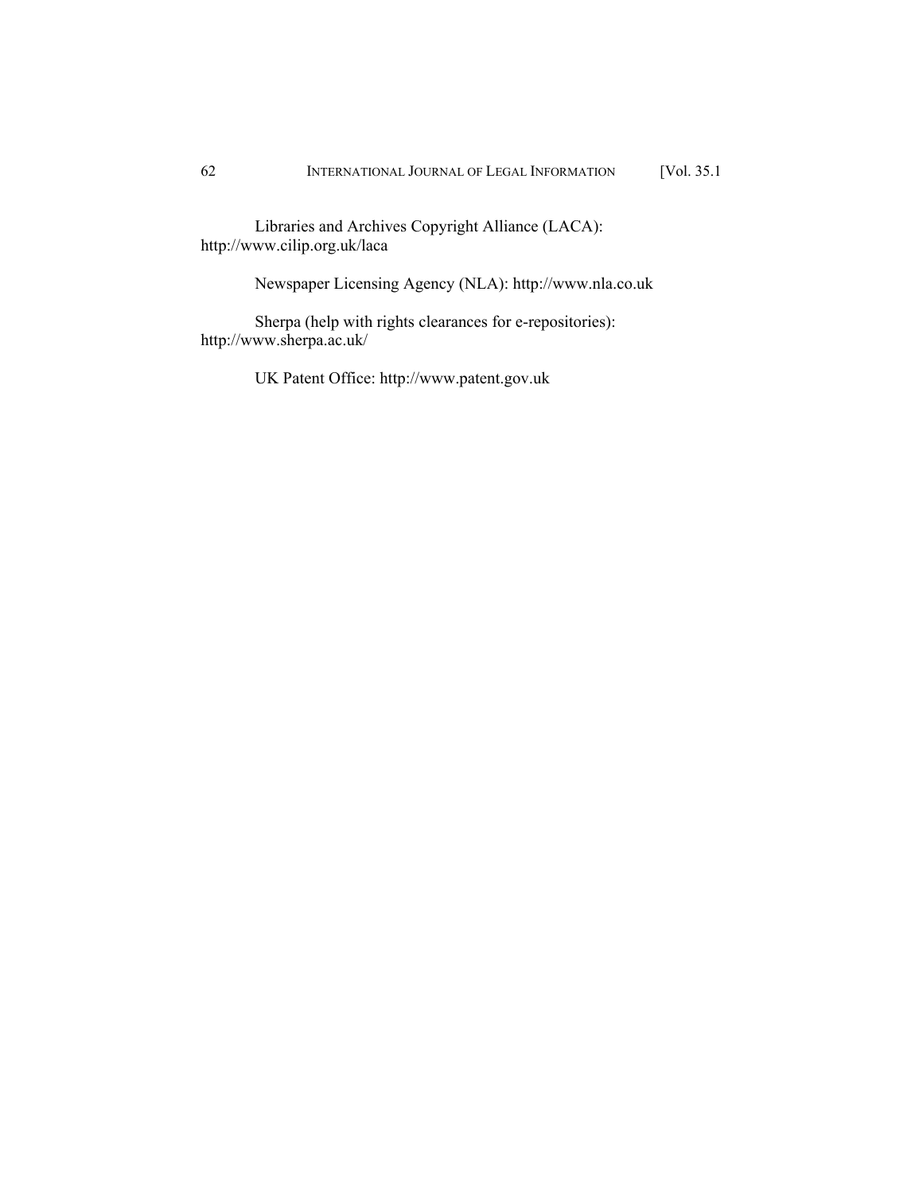Libraries and Archives Copyright Alliance (LACA): http://www.cilip.org.uk/laca

Newspaper Licensing Agency (NLA): http://www.nla.co.uk

Sherpa (help with rights clearances for e-repositories): http://www.sherpa.ac.uk/

UK Patent Office: http://www.patent.gov.uk